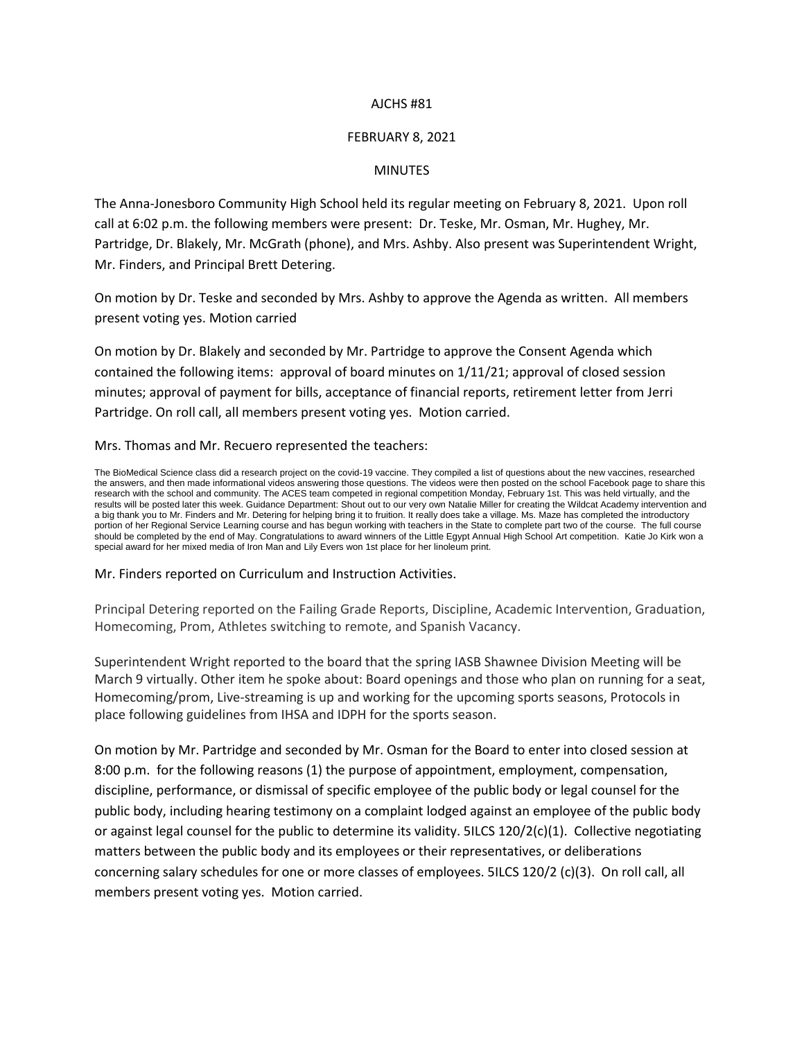AJCHS #81

FEBRUARY 8, 2021

MINUTES

The Anna-Jonesboro Community High School held its regular meeting on February 8, 2021. Upon roll call at 6:02 p.m. the following members were present: Dr. Teske, Mr. Osman, Mr. Hughey, Mr. Partridge, Dr. Blakely, Mr. McGrath (phone), and Mrs. Ashby. Also present was Superintendent Wright, Mr. Finders, and Principal Brett Detering.

On motion by Dr. Teske and seconded by Mrs. Ashby to approve the Agenda as written. All members present voting yes. Motion carried

On motion by Dr. Blakely and seconded by Mr. Partridge to approve the Consent Agenda which contained the following items: approval of board minutes on 1/11/21; approval of closed session minutes; approval of payment for bills, acceptance of financial reports, retirement letter from Jerri Partridge. On roll call, all members present voting yes. Motion carried.

Mrs. Thomas and Mr. Recuero represented the teachers:

The BioMedical Science class did a research project on the covid-19 vaccine. They compiled a list of questions about the new vaccines, researched the answers, and then made informational videos answering those questions. The videos were then posted on the school Facebook page to share this research with the school and community. The ACES team competed in regional competition Monday, February 1st. This was held virtually, and the results will be posted later this week. Guidance Department: Shout out to our very own Natalie Miller for creating the Wildcat Academy intervention and a big thank you to Mr. Finders and Mr. Detering for helping bring it to fruition. It really does take a village. Ms. Maze has completed the introductory portion of her Regional Service Learning course and has begun working with teachers in the State to complete part two of the course. The full course should be completed by the end of May. Congratulations to award winners of the Little Egypt Annual High School Art competition. Katie Jo Kirk won a special award for her mixed media of Iron Man and Lily Evers won 1st place for her linoleum print.

Mr. Finders reported on Curriculum and Instruction Activities.

Principal Detering reported on the Failing Grade Reports, Discipline, Academic Intervention, Graduation, Homecoming, Prom, Athletes switching to remote, and Spanish Vacancy.

Superintendent Wright reported to the board that the spring IASB Shawnee Division Meeting will be March 9 virtually. Other item he spoke about: Board openings and those who plan on running for a seat, Homecoming/prom, Live-streaming is up and working for the upcoming sports seasons, Protocols in place following guidelines from IHSA and IDPH for the sports season.

On motion by Mr. Partridge and seconded by Mr. Osman for the Board to enter into closed session at 8:00 p.m. for the following reasons (1) the purpose of appointment, employment, compensation, discipline, performance, or dismissal of specific employee of the public body or legal counsel for the public body, including hearing testimony on a complaint lodged against an employee of the public body or against legal counsel for the public to determine its validity. 5ILCS 120/2(c)(1). Collective negotiating matters between the public body and its employees or their representatives, or deliberations concerning salary schedules for one or more classes of employees. 5ILCS 120/2 (c)(3). On roll call, all members present voting yes. Motion carried.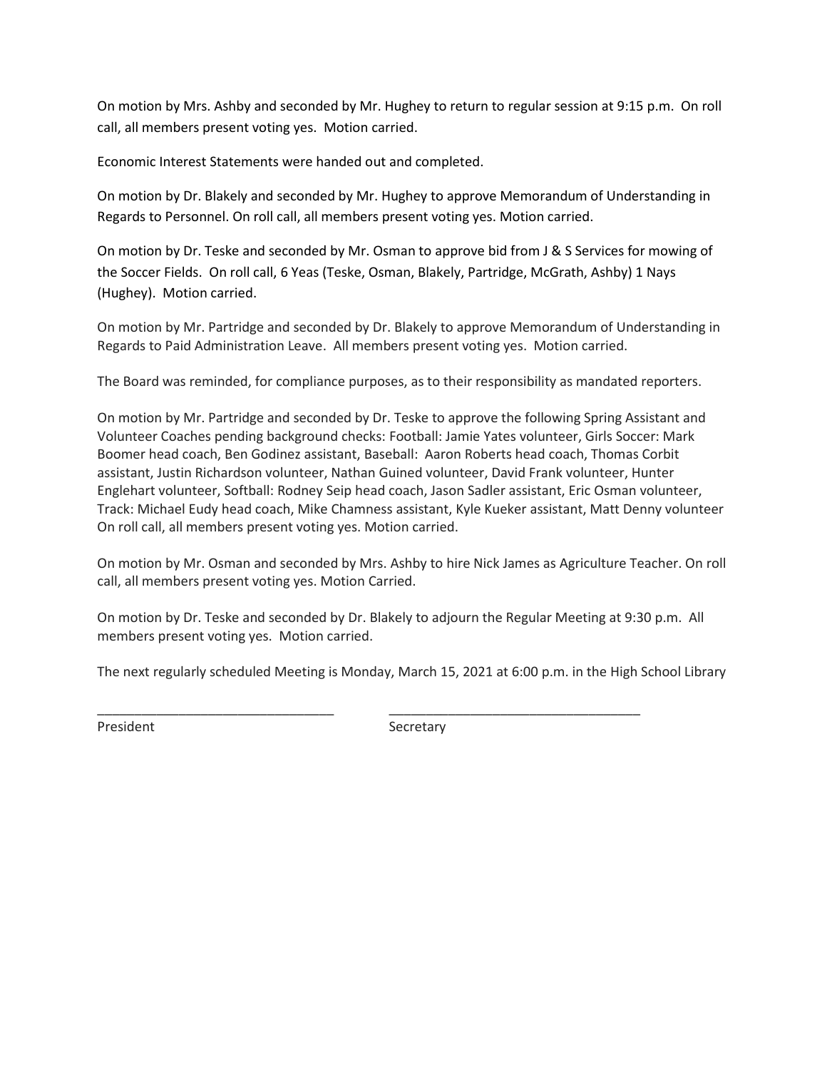On motion by Mrs. Ashby and seconded by Mr. Hughey to return to regular session at 9:15 p.m. On roll call, all members present voting yes. Motion carried.

Economic Interest Statements were handed out and completed.

On motion by Dr. Blakely and seconded by Mr. Hughey to approve Memorandum of Understanding in Regards to Personnel. On roll call, all members present voting yes. Motion carried.

On motion by Dr. Teske and seconded by Mr. Osman to approve bid from J & S Services for mowing of the Soccer Fields. On roll call, 6 Yeas (Teske, Osman, Blakely, Partridge, McGrath, Ashby) 1 Nays (Hughey). Motion carried.

On motion by Mr. Partridge and seconded by Dr. Blakely to approve Memorandum of Understanding in Regards to Paid Administration Leave. All members present voting yes. Motion carried.

The Board was reminded, for compliance purposes, as to their responsibility as mandated reporters.

On motion by Mr. Partridge and seconded by Dr. Teske to approve the following Spring Assistant and Volunteer Coaches pending background checks: Football: Jamie Yates volunteer, Girls Soccer: Mark Boomer head coach, Ben Godinez assistant, Baseball: Aaron Roberts head coach, Thomas Corbit assistant, Justin Richardson volunteer, Nathan Guined volunteer, David Frank volunteer, Hunter Englehart volunteer, Softball: Rodney Seip head coach, Jason Sadler assistant, Eric Osman volunteer, Track: Michael Eudy head coach, Mike Chamness assistant, Kyle Kueker assistant, Matt Denny volunteer On roll call, all members present voting yes. Motion carried.

On motion by Mr. Osman and seconded by Mrs. Ashby to hire Nick James as Agriculture Teacher. On roll call, all members present voting yes. Motion Carried.

On motion by Dr. Teske and seconded by Dr. Blakely to adjourn the Regular Meeting at 9:30 p.m. All members present voting yes. Motion carried.

The next regularly scheduled Meeting is Monday, March 15, 2021 at 6:00 p.m. in the High School Library

_______________________________ &nbsp;&nbsp;&nbsp;&nbsp;&nbsp;&nbsp;&nbsp;&nbsp; _______________________________

President &nbsp;&nbsp;&nbsp;&nbsp;&nbsp;&nbsp;&nbsp;&nbsp;&nbsp;&nbsp;&nbsp;&nbsp;&nbsp;&nbsp;&nbsp;&nbsp;&nbsp;&nbsp;&nbsp;&nbsp;&nbsp;&nbsp;&nbsp;&nbsp;&nbsp;&nbsp;&nbsp;&nbsp;&nbsp;&nbsp;&nbsp;&nbsp;&nbsp;&nbsp;&nbsp;&nbsp; Secretary